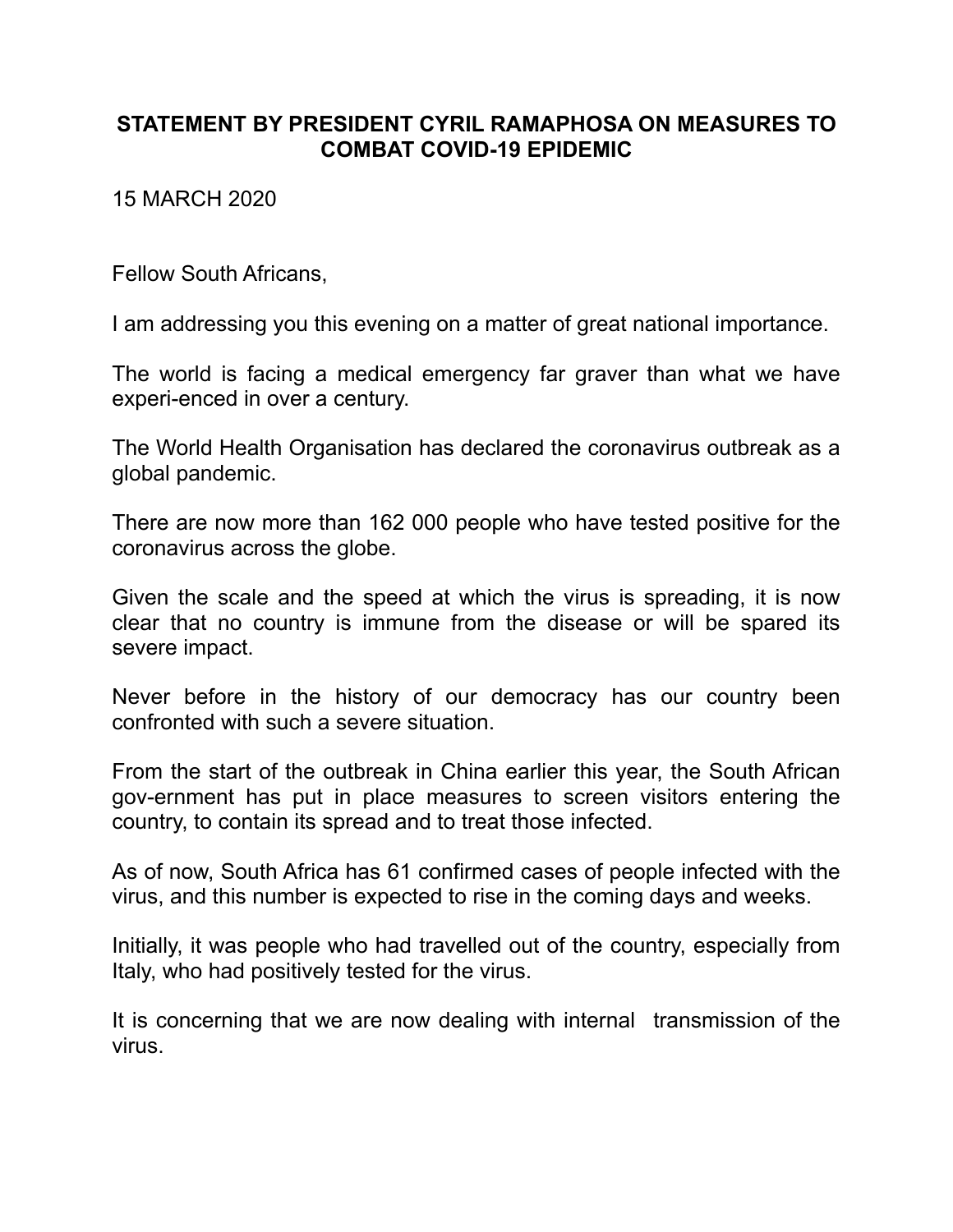# STATEMENT BY PRESIDENT CYRIL RAMAPHOSA ON MEASURES TO COMBAT COVID-19 EPIDEMIC

15 MARCH 2020

Fellow South Africans,

I am addressing you this evening on a matter of great national importance.

The world is facing a medical emergency far graver than what we have experi-enced in over a century.

The World Health Organisation has declared the coronavirus outbreak as a global pandemic.

There are now more than 162 000 people who have tested positive for the coronavirus across the globe.

Given the scale and the speed at which the virus is spreading, it is now clear that no country is immune from the disease or will be spared its severe impact.

Never before in the history of our democracy has our country been confronted with such a severe situation.

From the start of the outbreak in China earlier this year, the South African gov-ernment has put in place measures to screen visitors entering the country, to contain its spread and to treat those infected.

As of now, South Africa has 61 confirmed cases of people infected with the virus, and this number is expected to rise in the coming days and weeks.

Initially, it was people who had travelled out of the country, especially from Italy, who had positively tested for the virus.

It is concerning that we are now dealing with internal transmission of the virus.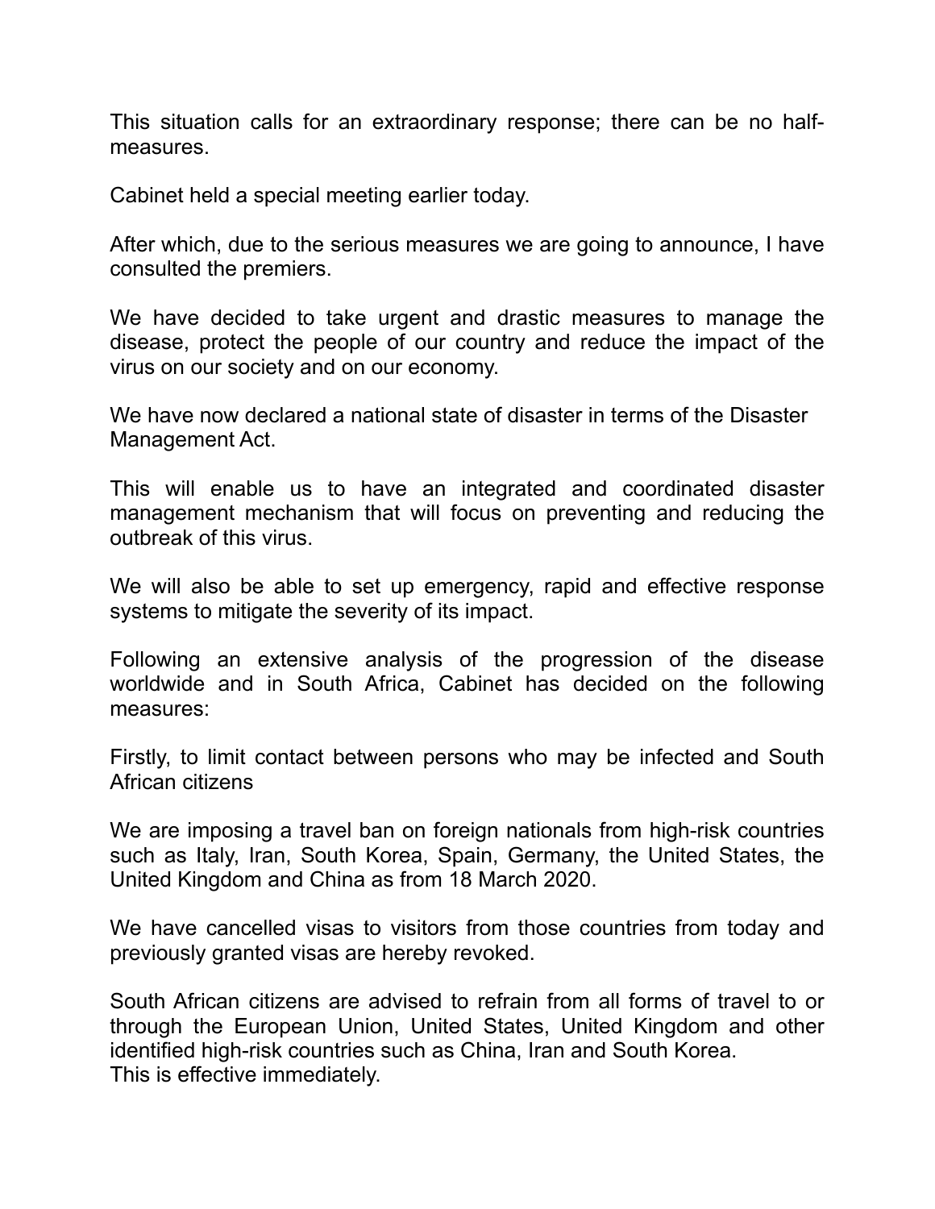This situation calls for an extraordinary response; there can be no half-measures.

Cabinet held a special meeting earlier today.

After which, due to the serious measures we are going to announce, I have consulted the premiers.

We have decided to take urgent and drastic measures to manage the disease, protect the people of our country and reduce the impact of the virus on our society and on our economy.

We have now declared a national state of disaster in terms of the Disaster Management Act.

This will enable us to have an integrated and coordinated disaster management mechanism that will focus on preventing and reducing the outbreak of this virus.

We will also be able to set up emergency, rapid and effective response systems to mitigate the severity of its impact.

Following an extensive analysis of the progression of the disease worldwide and in South Africa, Cabinet has decided on the following measures:

Firstly, to limit contact between persons who may be infected and South African citizens

We are imposing a travel ban on foreign nationals from high-risk countries such as Italy, Iran, South Korea, Spain, Germany, the United States, the United Kingdom and China as from 18 March 2020.

We have cancelled visas to visitors from those countries from today and previously granted visas are hereby revoked.

South African citizens are advised to refrain from all forms of travel to or through the European Union, United States, United Kingdom and other identified high-risk countries such as China, Iran and South Korea.
This is effective immediately.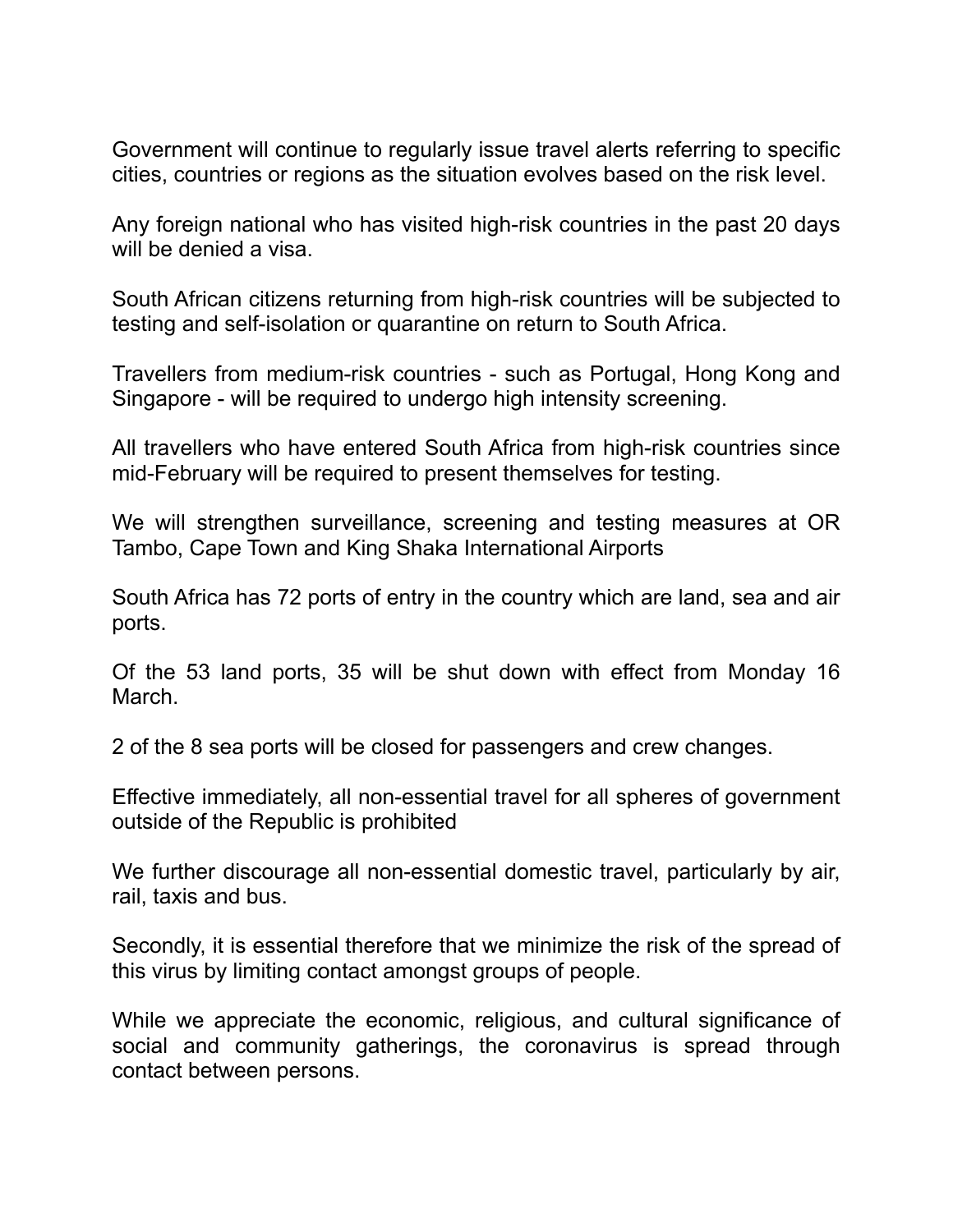Government will continue to regularly issue travel alerts referring to specific cities, countries or regions as the situation evolves based on the risk level.

Any foreign national who has visited high-risk countries in the past 20 days will be denied a visa.

South African citizens returning from high-risk countries will be subjected to testing and self-isolation or quarantine on return to South Africa.

Travellers from medium-risk countries - such as Portugal, Hong Kong and Singapore - will be required to undergo high intensity screening.

All travellers who have entered South Africa from high-risk countries since mid-February will be required to present themselves for testing.

We will strengthen surveillance, screening and testing measures at OR Tambo, Cape Town and King Shaka International Airports

South Africa has 72 ports of entry in the country which are land, sea and air ports.

Of the 53 land ports, 35 will be shut down with effect from Monday 16 March.

2 of the 8 sea ports will be closed for passengers and crew changes.

Effective immediately, all non-essential travel for all spheres of government outside of the Republic is prohibited

We further discourage all non-essential domestic travel, particularly by air, rail, taxis and bus.

Secondly, it is essential therefore that we minimize the risk of the spread of this virus by limiting contact amongst groups of people.

While we appreciate the economic, religious, and cultural significance of social and community gatherings, the coronavirus is spread through contact between persons.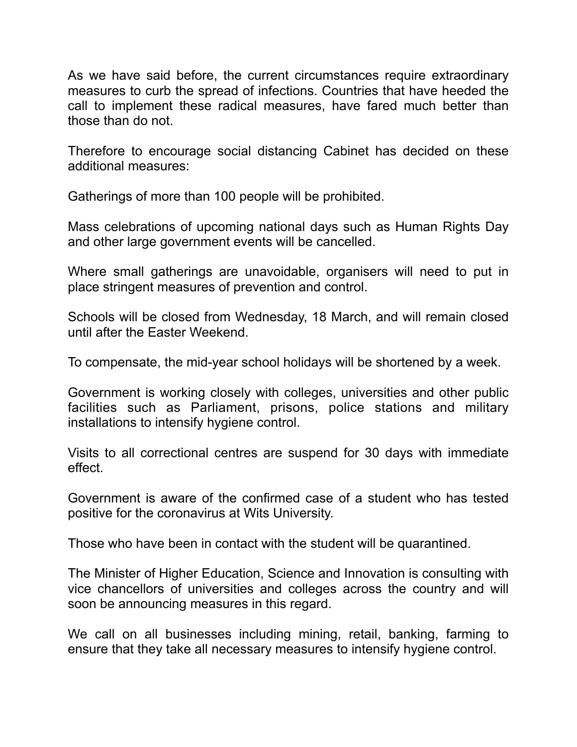As we have said before, the current circumstances require extraordinary measures to curb the spread of infections. Countries that have heeded the call to implement these radical measures, have fared much better than those than do not.

Therefore to encourage social distancing Cabinet has decided on these additional measures:

Gatherings of more than 100 people will be prohibited.

Mass celebrations of upcoming national days such as Human Rights Day and other large government events will be cancelled.

Where small gatherings are unavoidable, organisers will need to put in place stringent measures of prevention and control.

Schools will be closed from Wednesday, 18 March, and will remain closed until after the Easter Weekend.

To compensate, the mid-year school holidays will be shortened by a week.

Government is working closely with colleges, universities and other public facilities such as Parliament, prisons, police stations and military installations to intensify hygiene control.

Visits to all correctional centres are suspend for 30 days with immediate effect.

Government is aware of the confirmed case of a student who has tested positive for the coronavirus at Wits University.

Those who have been in contact with the student will be quarantined.

The Minister of Higher Education, Science and Innovation is consulting with vice chancellors of universities and colleges across the country and will soon be announcing measures in this regard.

We call on all businesses including mining, retail, banking, farming to ensure that they take all necessary measures to intensify hygiene control.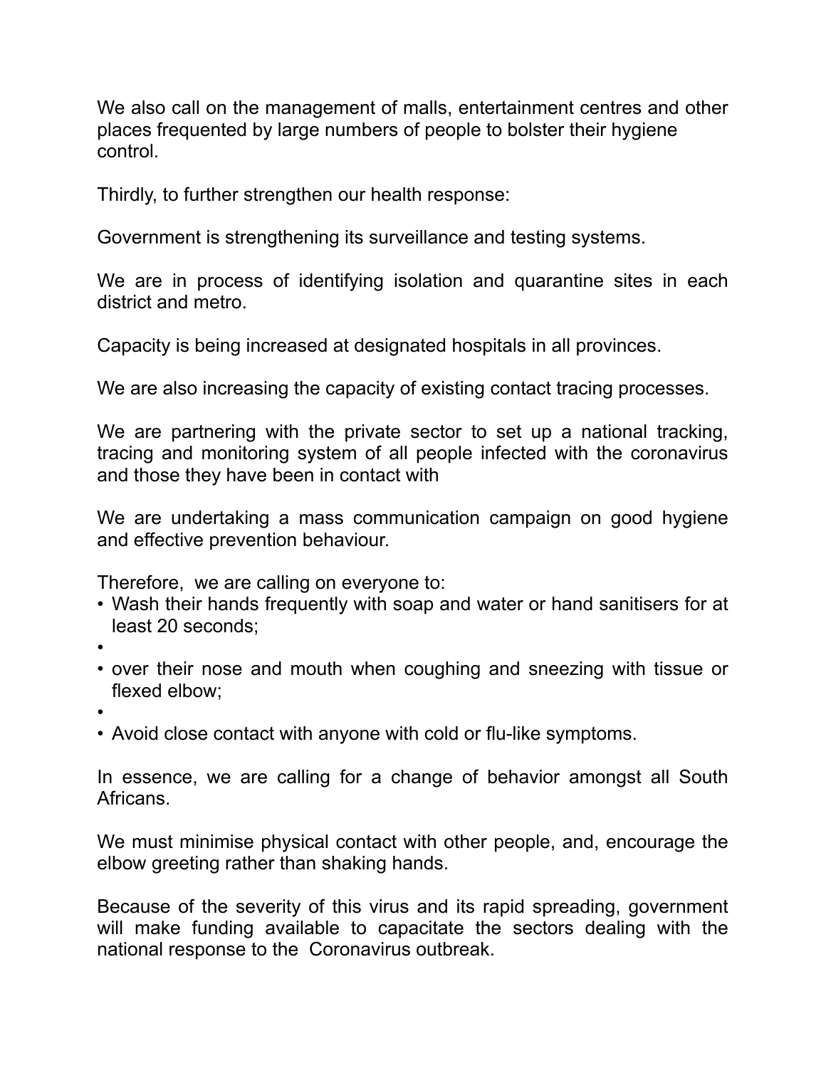We also call on the management of malls, entertainment centres and other places frequented by large numbers of people to bolster their hygiene control.

Thirdly, to further strengthen our health response:

Government is strengthening its surveillance and testing systems.

We are in process of identifying isolation and quarantine sites in each district and metro.

Capacity is being increased at designated hospitals in all provinces.

We are also increasing the capacity of existing contact tracing processes.

We are partnering with the private sector to set up a national tracking, tracing and monitoring system of all people infected with the coronavirus and those they have been in contact with

We are undertaking a mass communication campaign on good hygiene and effective prevention behaviour.

Therefore,  we are calling on everyone to:

- Wash their hands frequently with soap and water or hand sanitisers for at least 20 seconds;
- 
- over their nose and mouth when coughing and sneezing with tissue or flexed elbow;
- 
- Avoid close contact with anyone with cold or flu-like symptoms.

In essence, we are calling for a change of behavior amongst all South Africans.

We must minimise physical contact with other people, and, encourage the elbow greeting rather than shaking hands.

Because of the severity of this virus and its rapid spreading, government will make funding available to capacitate the sectors dealing with the national response to the  Coronavirus outbreak.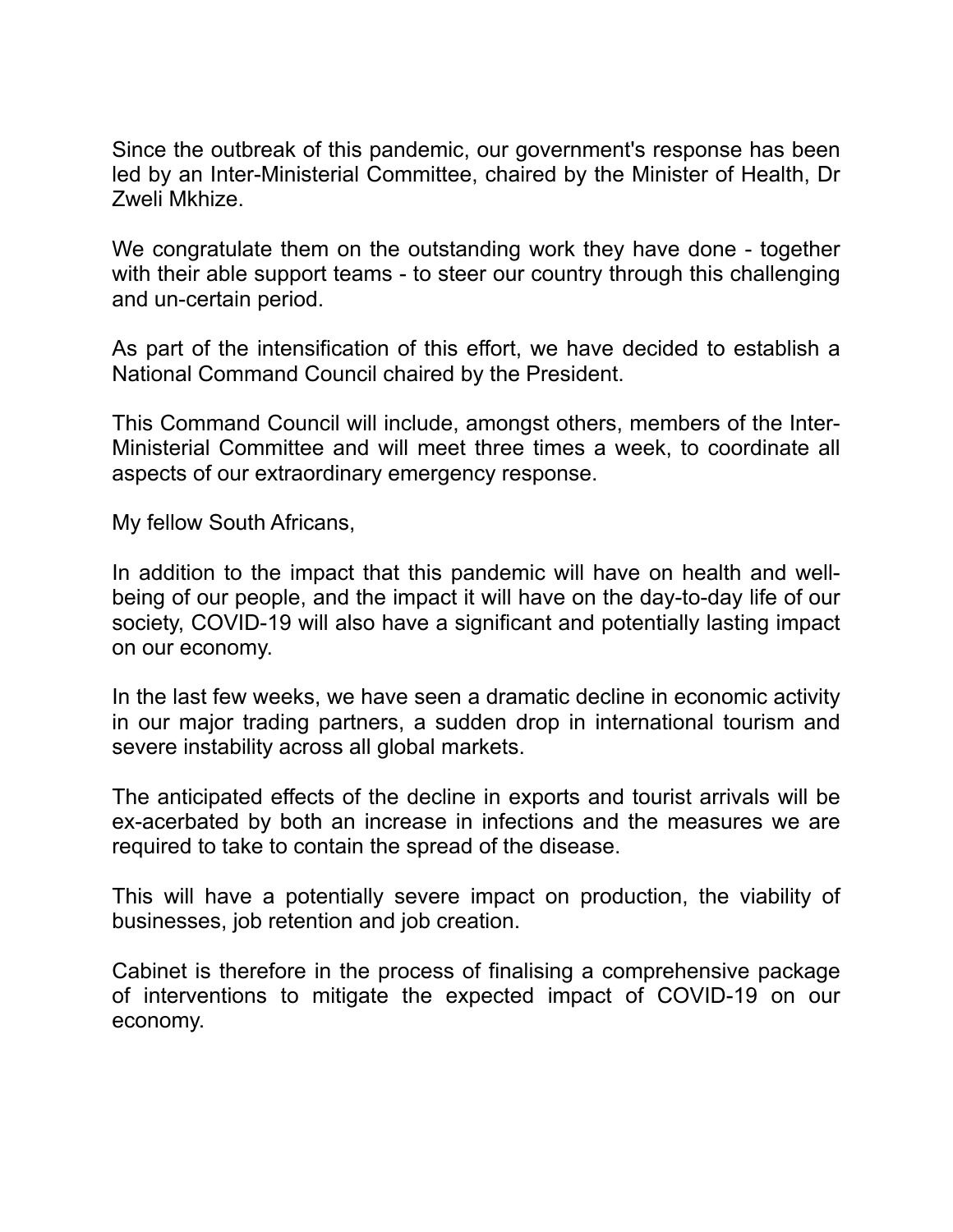Since the outbreak of this pandemic, our government's response has been led by an Inter-Ministerial Committee, chaired by the Minister of Health, Dr Zweli Mkhize.

We congratulate them on the outstanding work they have done - together with their able support teams - to steer our country through this challenging and un-certain period.

As part of the intensification of this effort, we have decided to establish a National Command Council chaired by the President.

This Command Council will include, amongst others, members of the Inter-Ministerial Committee and will meet three times a week, to coordinate all aspects of our extraordinary emergency response.

My fellow South Africans,

In addition to the impact that this pandemic will have on health and well-being of our people, and the impact it will have on the day-to-day life of our society, COVID-19 will also have a significant and potentially lasting impact on our economy.

In the last few weeks, we have seen a dramatic decline in economic activity in our major trading partners, a sudden drop in international tourism and severe instability across all global markets.

The anticipated effects of the decline in exports and tourist arrivals will be ex-acerbated by both an increase in infections and the measures we are required to take to contain the spread of the disease.

This will have a potentially severe impact on production, the viability of businesses, job retention and job creation.

Cabinet is therefore in the process of finalising a comprehensive package of interventions to mitigate the expected impact of COVID-19 on our economy.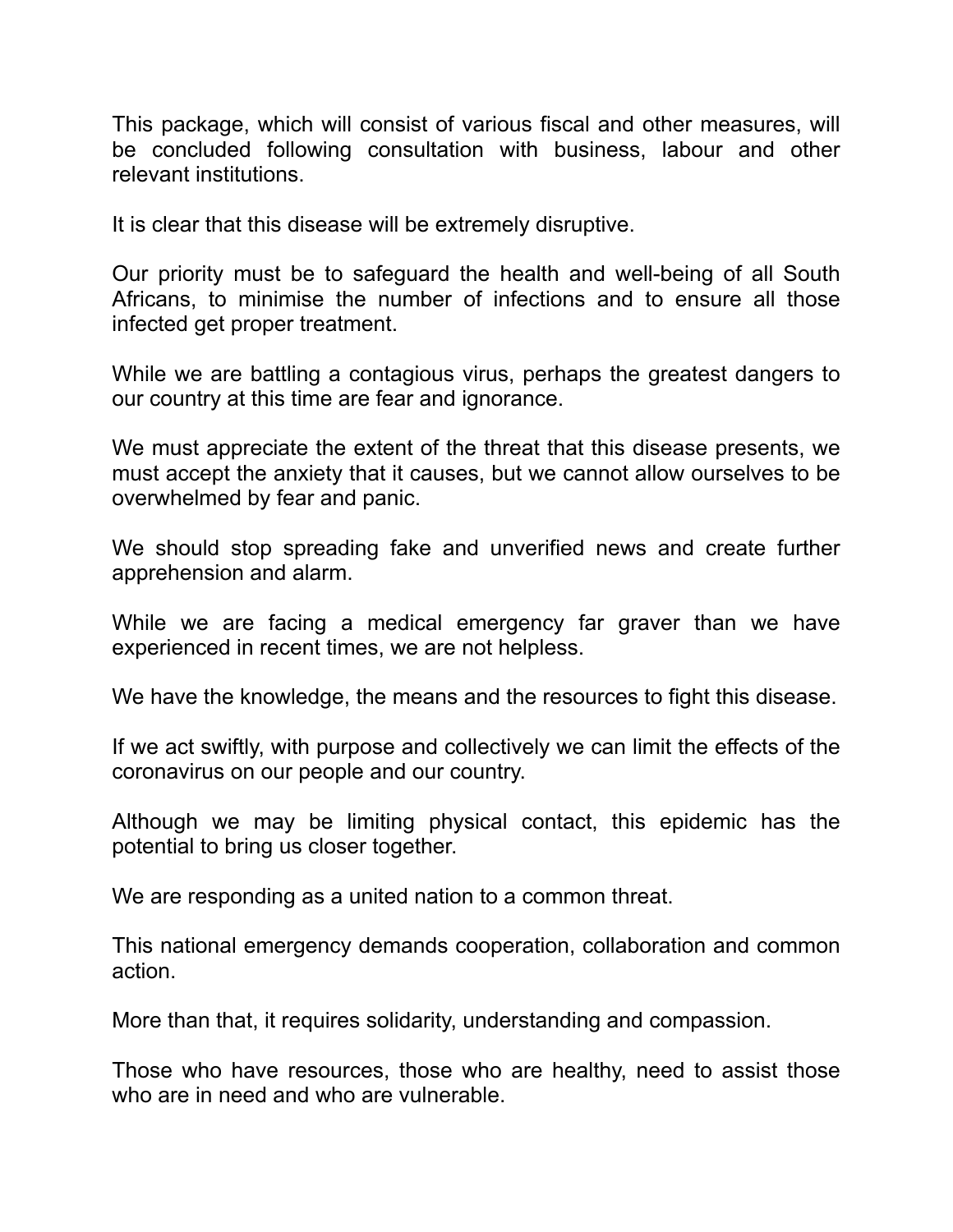This package, which will consist of various fiscal and other measures, will be concluded following consultation with business, labour and other relevant institutions.

It is clear that this disease will be extremely disruptive.

Our priority must be to safeguard the health and well-being of all South Africans, to minimise the number of infections and to ensure all those infected get proper treatment.

While we are battling a contagious virus, perhaps the greatest dangers to our country at this time are fear and ignorance.

We must appreciate the extent of the threat that this disease presents, we must accept the anxiety that it causes, but we cannot allow ourselves to be overwhelmed by fear and panic.

We should stop spreading fake and unverified news and create further apprehension and alarm.

While we are facing a medical emergency far graver than we have experienced in recent times, we are not helpless.

We have the knowledge, the means and the resources to fight this disease.

If we act swiftly, with purpose and collectively we can limit the effects of the coronavirus on our people and our country.

Although we may be limiting physical contact, this epidemic has the potential to bring us closer together.

We are responding as a united nation to a common threat.

This national emergency demands cooperation, collaboration and common action.

More than that, it requires solidarity, understanding and compassion.

Those who have resources, those who are healthy, need to assist those who are in need and who are vulnerable.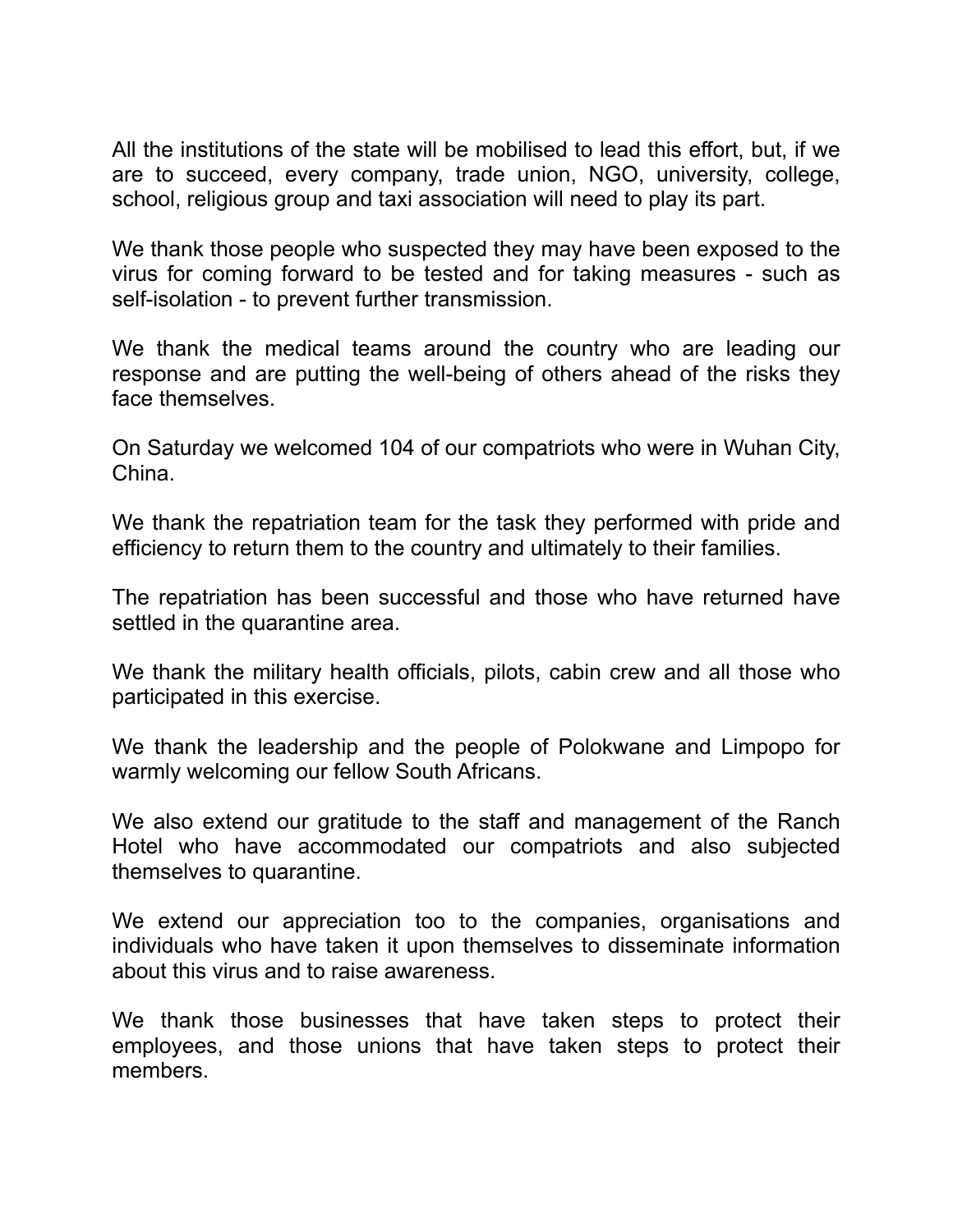All the institutions of the state will be mobilised to lead this effort, but, if we are to succeed, every company, trade union, NGO, university, college, school, religious group and taxi association will need to play its part.

We thank those people who suspected they may have been exposed to the virus for coming forward to be tested and for taking measures - such as self-isolation - to prevent further transmission.

We thank the medical teams around the country who are leading our response and are putting the well-being of others ahead of the risks they face themselves.

On Saturday we welcomed 104 of our compatriots who were in Wuhan City, China.

We thank the repatriation team for the task they performed with pride and efficiency to return them to the country and ultimately to their families.

The repatriation has been successful and those who have returned have settled in the quarantine area.

We thank the military health officials, pilots, cabin crew and all those who participated in this exercise.

We thank the leadership and the people of Polokwane and Limpopo for warmly welcoming our fellow South Africans.

We also extend our gratitude to the staff and management of the Ranch Hotel who have accommodated our compatriots and also subjected themselves to quarantine.

We extend our appreciation too to the companies, organisations and individuals who have taken it upon themselves to disseminate information about this virus and to raise awareness.

We thank those businesses that have taken steps to protect their employees, and those unions that have taken steps to protect their members.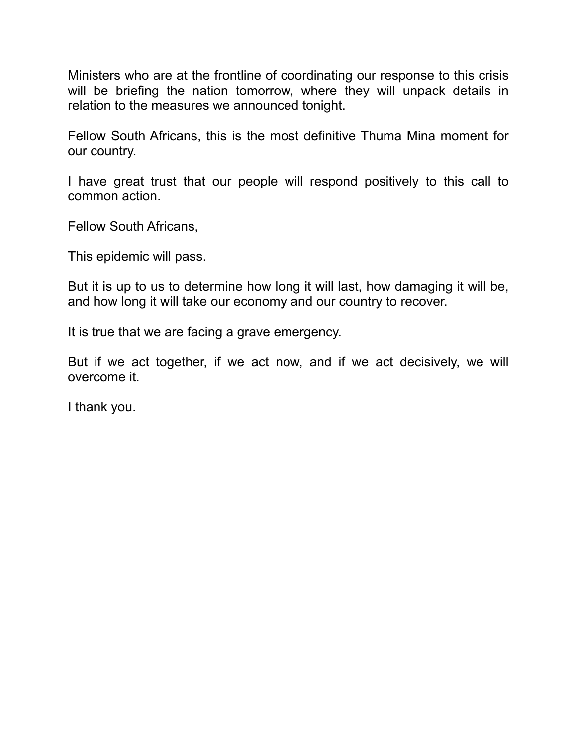Ministers who are at the frontline of coordinating our response to this crisis will be briefing the nation tomorrow, where they will unpack details in relation to the measures we announced tonight.

Fellow South Africans, this is the most definitive Thuma Mina moment for our country.

I have great trust that our people will respond positively to this call to common action.

Fellow South Africans,

This epidemic will pass.

But it is up to us to determine how long it will last, how damaging it will be, and how long it will take our economy and our country to recover.

It is true that we are facing a grave emergency.

But if we act together, if we act now, and if we act decisively, we will overcome it.

I thank you.